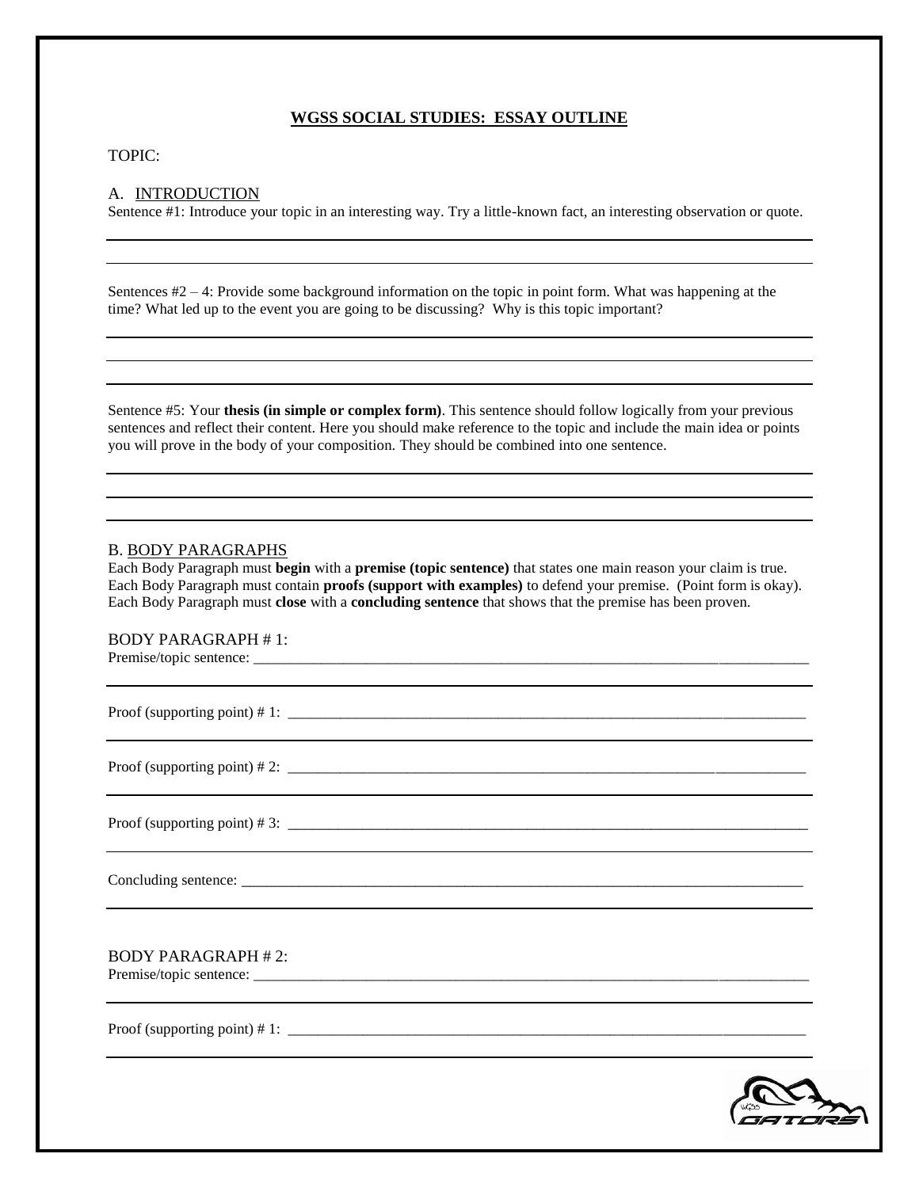# WGSS SOCIAL STUDIES: ESSAY OUTLINE

TOPIC:

## A. INTRODUCTION

Sentence #1: Introduce your topic in an interesting way. Try a little-known fact, an interesting observation or quote.

Sentences #2 – 4: Provide some background information on the topic in point form. What was happening at the time? What led up to the event you are going to be discussing? Why is this topic important?

Sentence #5: Your **thesis (in simple or complex form)**. This sentence should follow logically from your previous sentences and reflect their content. Here you should make reference to the topic and include the main idea or points you will prove in the body of your composition. They should be combined into one sentence.

## B. BODY PARAGRAPHS

Each Body Paragraph must **begin** with a **premise (topic sentence)** that states one main reason your claim is true. Each Body Paragraph must contain **proofs (support with examples)** to defend your premise. (Point form is okay). Each Body Paragraph must **close** with a **concluding sentence** that shows that the premise has been proven.

### BODY PARAGRAPH # 1:

Premise/topic sentence: ______________________________

Proof (supporting point) # 1: ______________________________

Proof (supporting point) # 2: ______________________________

Proof (supporting point) # 3: ______________________________

Concluding sentence: ______________________________

### BODY PARAGRAPH # 2:

Premise/topic sentence: ______________________________

Proof (supporting point) # 1: ______________________________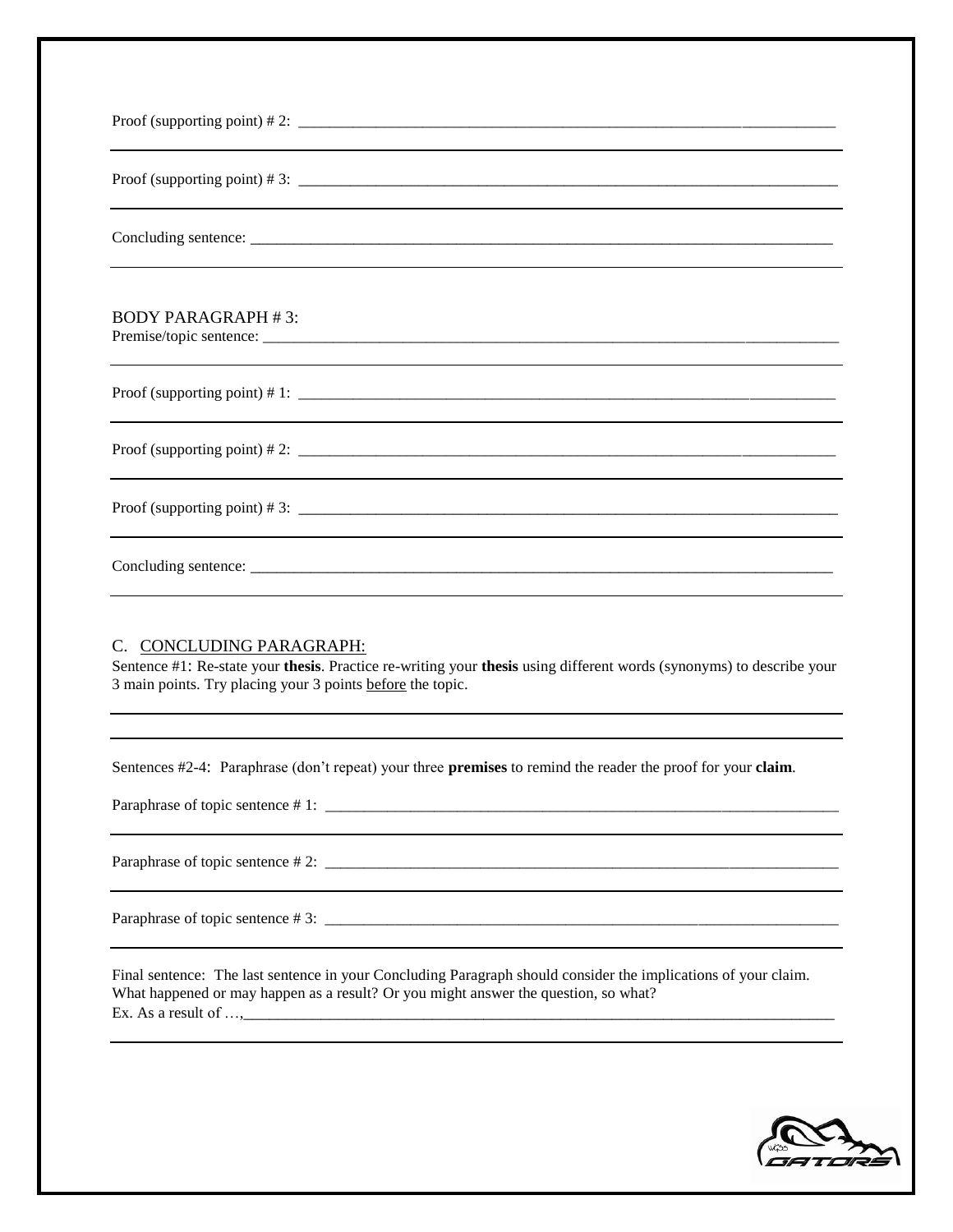Proof (supporting point) # 2: ______________________________________________________________________

Proof (supporting point) # 3: ______________________________________________________________________

Concluding sentence: ______________________________________________________________________

BODY PARAGRAPH # 3:

Premise/topic sentence: ______________________________________________________________________

Proof (supporting point) # 1: ______________________________________________________________________

Proof (supporting point) # 2: ______________________________________________________________________

Proof (supporting point) # 3: ______________________________________________________________________

Concluding sentence: ______________________________________________________________________

C. CONCLUDING PARAGRAPH:

Sentence #1: Re-state your **thesis**. Practice re-writing your **thesis** using different words (synonyms) to describe your 3 main points. Try placing your 3 points before the topic.

______________________________________________________________________

______________________________________________________________________

Sentences #2-4: Paraphrase (don't repeat) your three **premises** to remind the reader the proof for your **claim**.

Paraphrase of topic sentence # 1: ______________________________________________________________________

Paraphrase of topic sentence # 2: ______________________________________________________________________

Paraphrase of topic sentence # 3: ______________________________________________________________________

Final sentence: The last sentence in your Concluding Paragraph should consider the implications of your claim. What happened or may happen as a result? Or you might answer the question, so what?

Ex. As a result of …,______________________________________________________________________